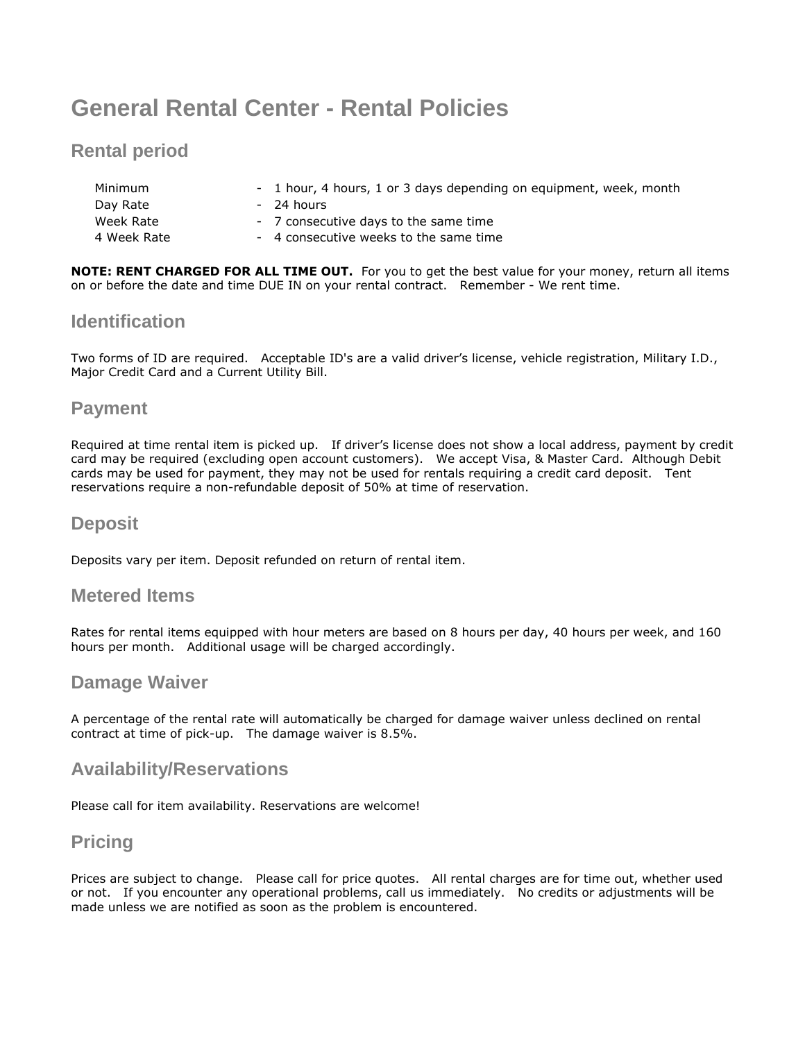# General Rental Center - Rental Policies

## Rental period

| | |
|---|---|
| Minimum | - 1 hour, 4 hours, 1 or 3 days depending on equipment, week, month |
| Day Rate | - 24 hours |
| Week Rate | - 7 consecutive days to the same time |
| 4 Week Rate | - 4 consecutive weeks to the same time |

**NOTE: RENT CHARGED FOR ALL TIME OUT.** For you to get the best value for your money, return all items on or before the date and time DUE IN on your rental contract. Remember - We rent time.

## Identification

Two forms of ID are required. Acceptable ID's are a valid driver's license, vehicle registration, Military I.D., Major Credit Card and a Current Utility Bill.

## Payment

Required at time rental item is picked up. If driver's license does not show a local address, payment by credit card may be required (excluding open account customers). We accept Visa, & Master Card. Although Debit cards may be used for payment, they may not be used for rentals requiring a credit card deposit. Tent reservations require a non-refundable deposit of 50% at time of reservation.

## Deposit

Deposits vary per item. Deposit refunded on return of rental item.

## Metered Items

Rates for rental items equipped with hour meters are based on 8 hours per day, 40 hours per week, and 160 hours per month. Additional usage will be charged accordingly.

## Damage Waiver

A percentage of the rental rate will automatically be charged for damage waiver unless declined on rental contract at time of pick-up. The damage waiver is 8.5%.

## Availability/Reservations

Please call for item availability. Reservations are welcome!

## Pricing

Prices are subject to change. Please call for price quotes. All rental charges are for time out, whether used or not. If you encounter any operational problems, call us immediately. No credits or adjustments will be made unless we are notified as soon as the problem is encountered.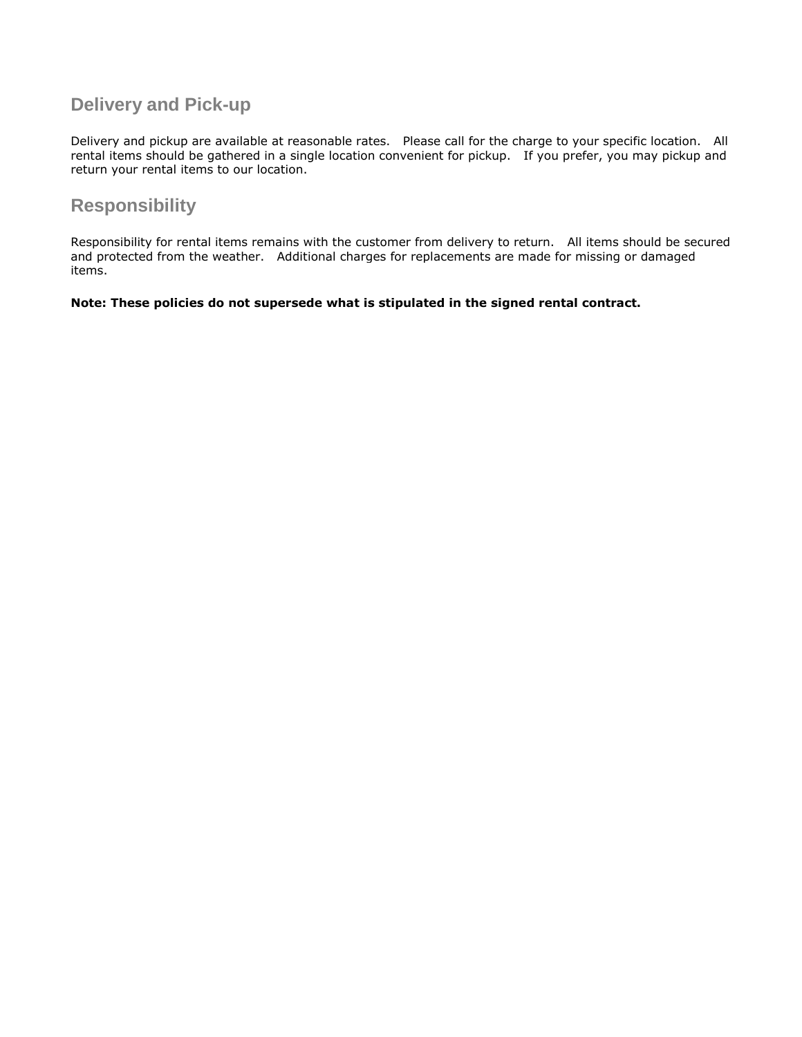## Delivery and Pick-up

Delivery and pickup are available at reasonable rates. Please call for the charge to your specific location. All rental items should be gathered in a single location convenient for pickup. If you prefer, you may pickup and return your rental items to our location.

## Responsibility

Responsibility for rental items remains with the customer from delivery to return. All items should be secured and protected from the weather. Additional charges for replacements are made for missing or damaged items.

**Note: These policies do not supersede what is stipulated in the signed rental contract.**